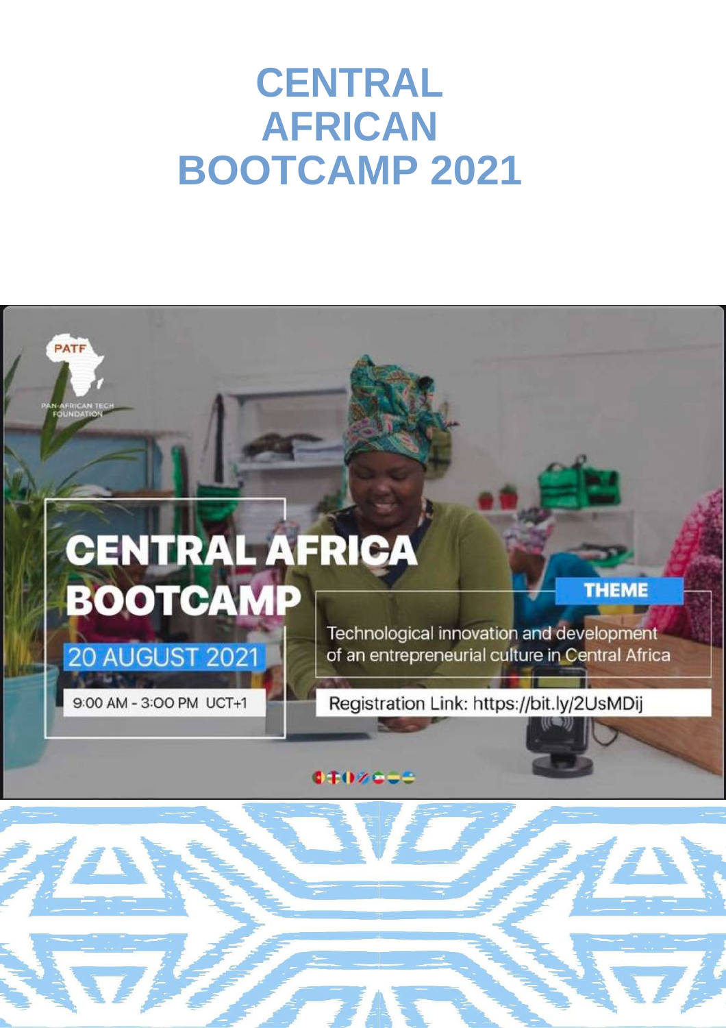# CENTRAL AFRICAN BOOTCAMP 2021

PATF

PAN-AFRICAN TECH FOUNDATION

CENTRAL AFRICA BOOTCAMP

20 AUGUST 2021

9:00 AM - 3:00 PM UCT+1

THEME

Technological innovation and development of an entrepreneurial culture in Central Africa

Registration Link: https://bit.ly/2UsMDij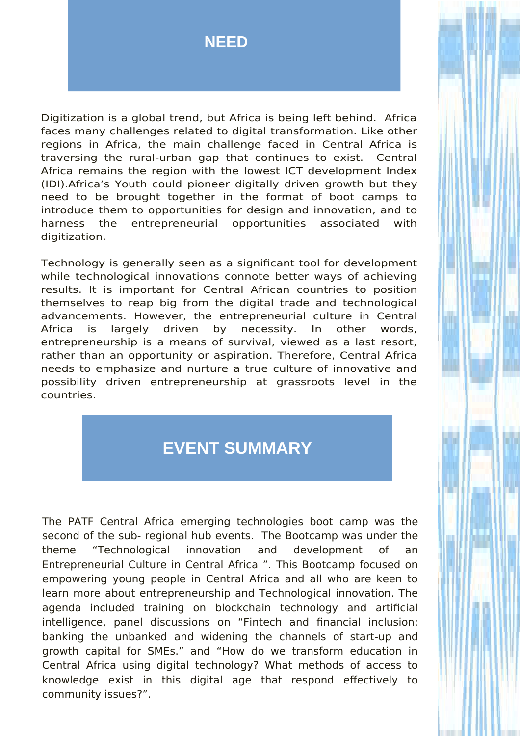## NEED

Digitization is a global trend, but Africa is being left behind. Africa faces many challenges related to digital transformation. Like other regions in Africa, the main challenge faced in Central Africa is traversing the rural-urban gap that continues to exist. Central Africa remains the region with the lowest ICT development Index (IDI).Africa's Youth could pioneer digitally driven growth but they need to be brought together in the format of boot camps to introduce them to opportunities for design and innovation, and to harness the entrepreneurial opportunities associated with digitization.

Technology is generally seen as a significant tool for development while technological innovations connote better ways of achieving results. It is important for Central African countries to position themselves to reap big from the digital trade and technological advancements. However, the entrepreneurial culture in Central Africa is largely driven by necessity. In other words, entrepreneurship is a means of survival, viewed as a last resort, rather than an opportunity or aspiration. Therefore, Central Africa needs to emphasize and nurture a true culture of innovative and possibility driven entrepreneurship at grassroots level in the countries.

## EVENT SUMMARY

The PATF Central Africa emerging technologies boot camp was the second of the sub- regional hub events. The Bootcamp was under the theme "Technological innovation and development of an Entrepreneurial Culture in Central Africa ". This Bootcamp focused on empowering young people in Central Africa and all who are keen to learn more about entrepreneurship and Technological innovation. The agenda included training on blockchain technology and artificial intelligence, panel discussions on "Fintech and financial inclusion: banking the unbanked and widening the channels of start-up and growth capital for SMEs." and "How do we transform education in Central Africa using digital technology? What methods of access to knowledge exist in this digital age that respond effectively to community issues?".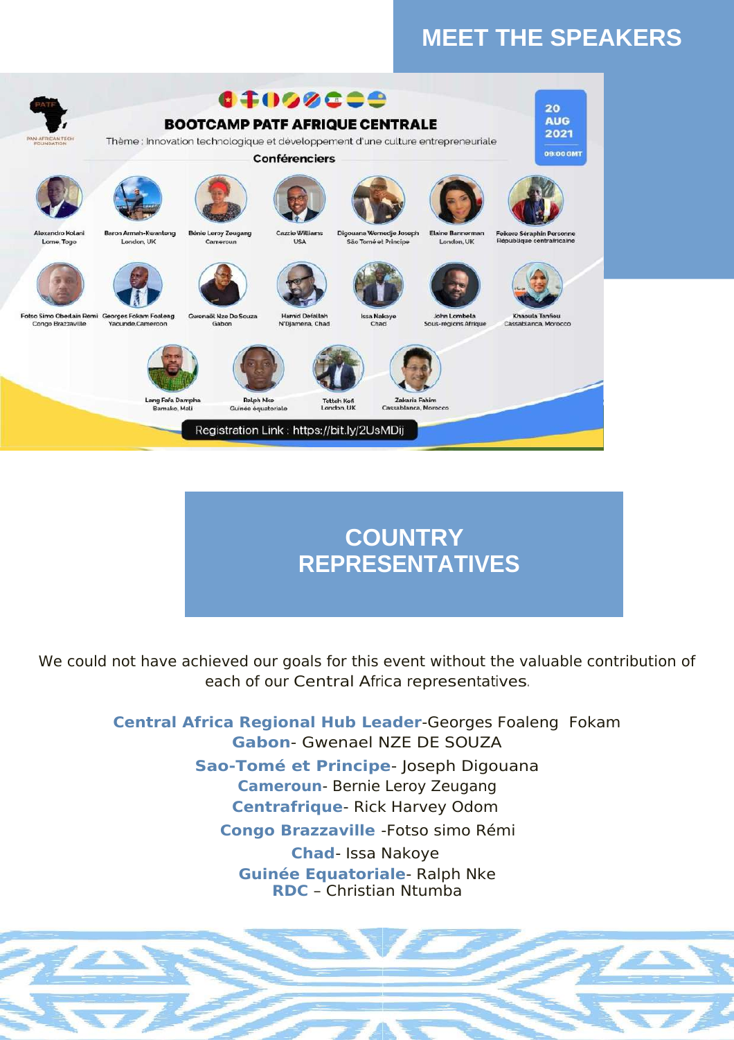# MEET THE SPEAKERS

PAN-AFRICAN TECH FOUNDATION

**BOOTCAMP PATF AFRIQUE CENTRALE**

Thème : Innovation technologique et développement d'une culture entrepreneuriale

**Conférenciers**

20 AUG 2021
09:00 GMT

Alexandro Kolani, Lome, Togo
Baron Armah-Kwantang, London, UK
Bénie Leroy Zeugang, Cameroun
Cazzie Williams, USA
Digouana Wenedje Joseph, São Tomé et Príncipe
Elaine Bannerman, London, UK
Fokoro Séraphin Personne, République centrafricaine
Fotso Simo Oberlain Remi, Congo Brazzaville
Georges Fokam Foaleng, Yaounde,Cameroon
Gwenaël Nze De Souza, Gabon
Hamid Defallah, N'Djamena, Chad
Issa Nakoye, Chad
John Lembela, Sous-régions Afrique
Khaoula Tanfieu, Cassablanca, Morocco
Lang Fafa Dampha, Bamako, Mali
Ralph Nke, Guinée équatoriale
Tetteh Kofi, London, UK
Zakaria Fahim, Cassablanca, Morocco

Registration Link : https://bit.ly/2UsMDij

## COUNTRY REPRESENTATIVES

We could not have achieved our goals for this event without the valuable contribution of each of our Central Africa representatives.

**Central Africa Regional Hub Leader**-Georges Foaleng Fokam
**Gabon**- Gwenael NZE DE SOUZA
**Sao-Tomé et Principe**- Joseph Digouana
**Cameroun**- Bernie Leroy Zeugang
**Centrafrique**- Rick Harvey Odom
**Congo Brazzaville** -Fotso simo Rémi
**Chad**- Issa Nakoye
**Guinée Equatoriale**- Ralph Nke
**RDC** – Christian Ntumba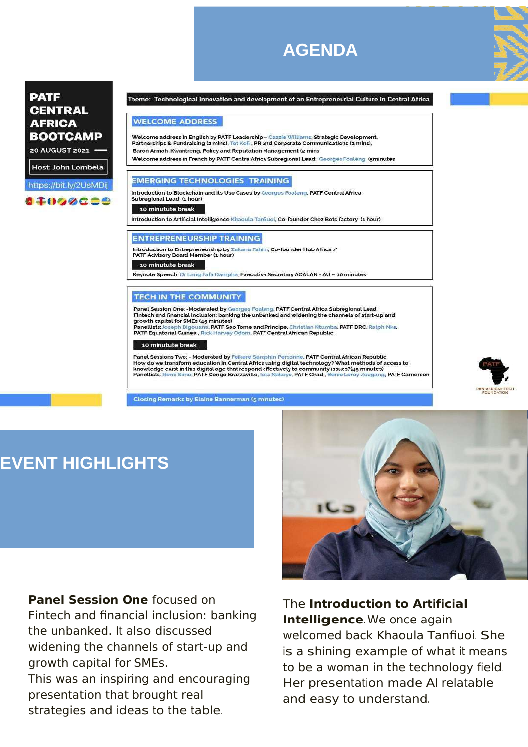# AGENDA

**PATF CENTRAL AFRICA BOOTCAMP**

20 AUGUST 2021

Host: John Lombela

https://bit.ly/2UsMDij

Theme: Technological innovation and development of an Entrepreneurial Culture in Central Africa

## WELCOME ADDRESS

Welcome address in English by PATF Leadership – Cazzie Williams, Strategic Development, Partnerships & Fundraising (2 mins), Tot Kofi , PR and Corporate Communications (2 mins), Baron Armah-Kwantreng, Policy and Reputation Management (2 mins

Welcome address in French by PATF Centra Africa Subregional Lead; Georges Foaleng (5minutes

## EMERGING TECHNOLOGIES TRAINING

Introduction to Blockchain and its Use Cases by Georges Foaleng, PATF Central Africa Subregional Lead (1 hour)

10 minutute break

Introduction to Artificial Intelligence Khaoula Tanfiuoi, Co-founder Chez Bots factory (1 hour)

## ENTREPRENEURSHIP TRAINING

Introduction to Entrepreneurship by Zakaria Fahim, Co-founder Hub Africa / PATF Advisory Board Member (1 hour)

10 minutute break

Keynote Speech: Dr Lang Fafa Dampha, Executive Secretary ACALAN - AU – 10 minutes

## TECH IN THE COMMUNITY

Panel Session One: -Moderated by Georges Foaleng, PATF Central Africa Subregional Lead
Fintech and financial inclusion: banking the unbanked and widening the channels of start-up and growth capital for SMEs (45 minutes)
Panellists: Joseph Digouana, PATF Sao Tome and Principe, Christian Ntumba, PATF DRC, Ralph Nke, PATF Equatorial Guinea , Rick Harvey Odom, PATF Central African Republic

10 minutute break

Panel Sessions Two: - Moderated by Feikere Séraphin Personne, PATF Central African Republic
How do we transform education in Central Africa using digital technology? What methods of access to knowledge exist in this digital age that respond effectively to community issues?(45 minutes)
Panellists: Remi Simo, PATF Congo Brazzaville, Issa Nakoye, PATF Chad , Bénie Leroy Zeugang, PATF Cameroon

Closing Remarks by Elaine Bannerman (5 minutes)

PATF PAN-AFRICAN TECH FOUNDATION

# EVENT HIGHLIGHTS

**Panel Session One** focused on Fintech and financial inclusion: banking the unbanked. It also discussed widening the channels of start-up and growth capital for SMEs.
This was an inspiring and encouraging presentation that brought real strategies and ideas to the table.

The **Introduction to Artificial Intelligence**. We once again welcomed back Khaoula Tanfiuoi. She is a shining example of what it means to be a woman in the technology field. Her presentation made AI relatable and easy to understand.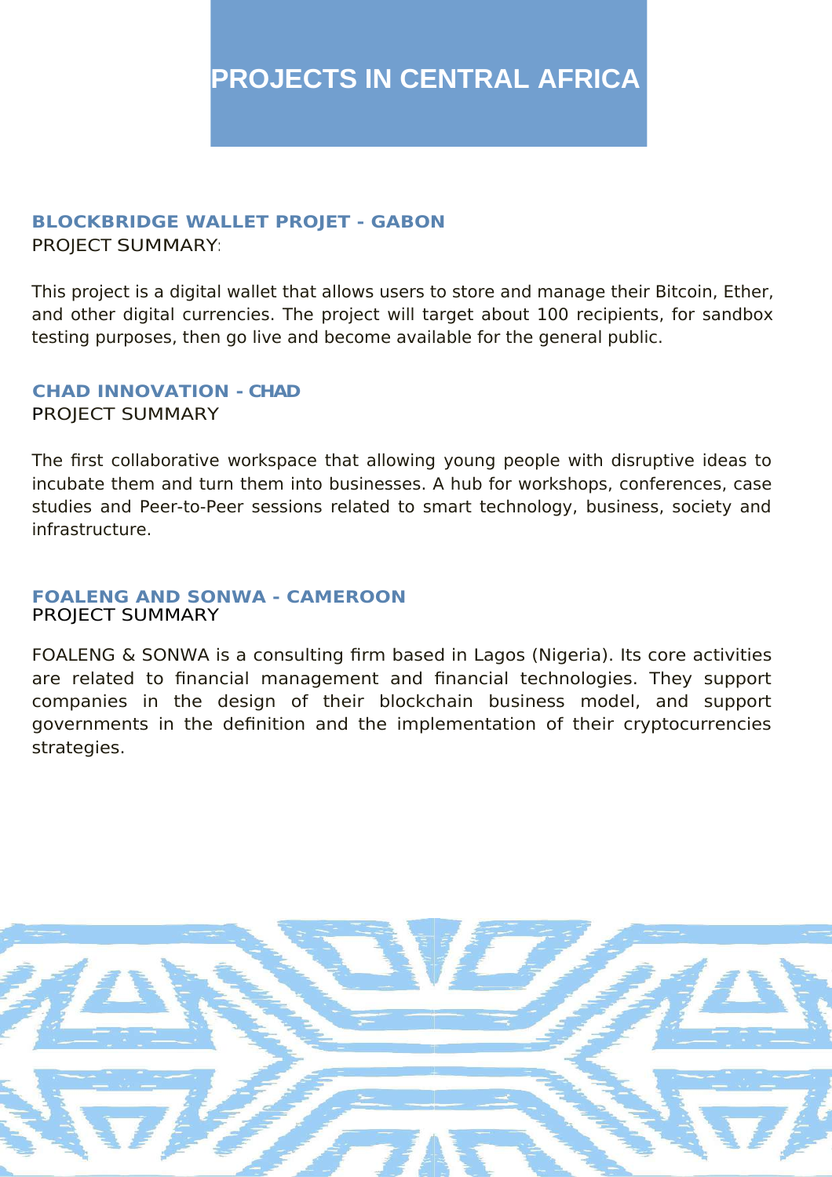# PROJECTS IN CENTRAL AFRICA

### BLOCKBRIDGE WALLET PROJET - GABON

PROJECT SUMMARY:

This project is a digital wallet that allows users to store and manage their Bitcoin, Ether, and other digital currencies. The project will target about 100 recipients, for sandbox testing purposes, then go live and become available for the general public.

### CHAD INNOVATION - CHAD

PROJECT SUMMARY

The first collaborative workspace that allowing young people with disruptive ideas to incubate them and turn them into businesses. A hub for workshops, conferences, case studies and Peer-to-Peer sessions related to smart technology, business, society and infrastructure.

### FOALENG AND SONWA - CAMEROON

PROJECT SUMMARY

FOALENG & SONWA is a consulting firm based in Lagos (Nigeria). Its core activities are related to financial management and financial technologies. They support companies in the design of their blockchain business model, and support governments in the definition and the implementation of their cryptocurrencies strategies.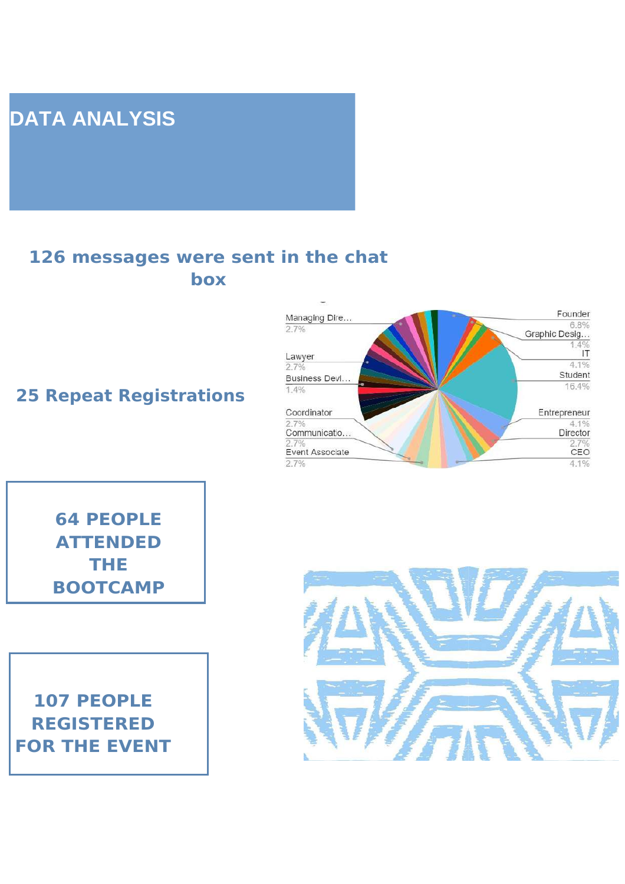# DATA ANALYSIS

**126 messages were sent in the chat box**

**25 Repeat Registrations**

Managing Dire... 2.7%
Lawyer 2.7%
Business Devl... 1.4%
Coordinator 2.7%
Communicatio... 2.7%
Event Associate 2.7%
Founder 6.8%
Graphic Desig... 1.4%
IT 4.1%
Student 16.4%
Entrepreneur 4.1%
Director 2.7%
CEO 4.1%

**64 PEOPLE ATTENDED THE BOOTCAMP**

**107 PEOPLE REGISTERED FOR THE EVENT**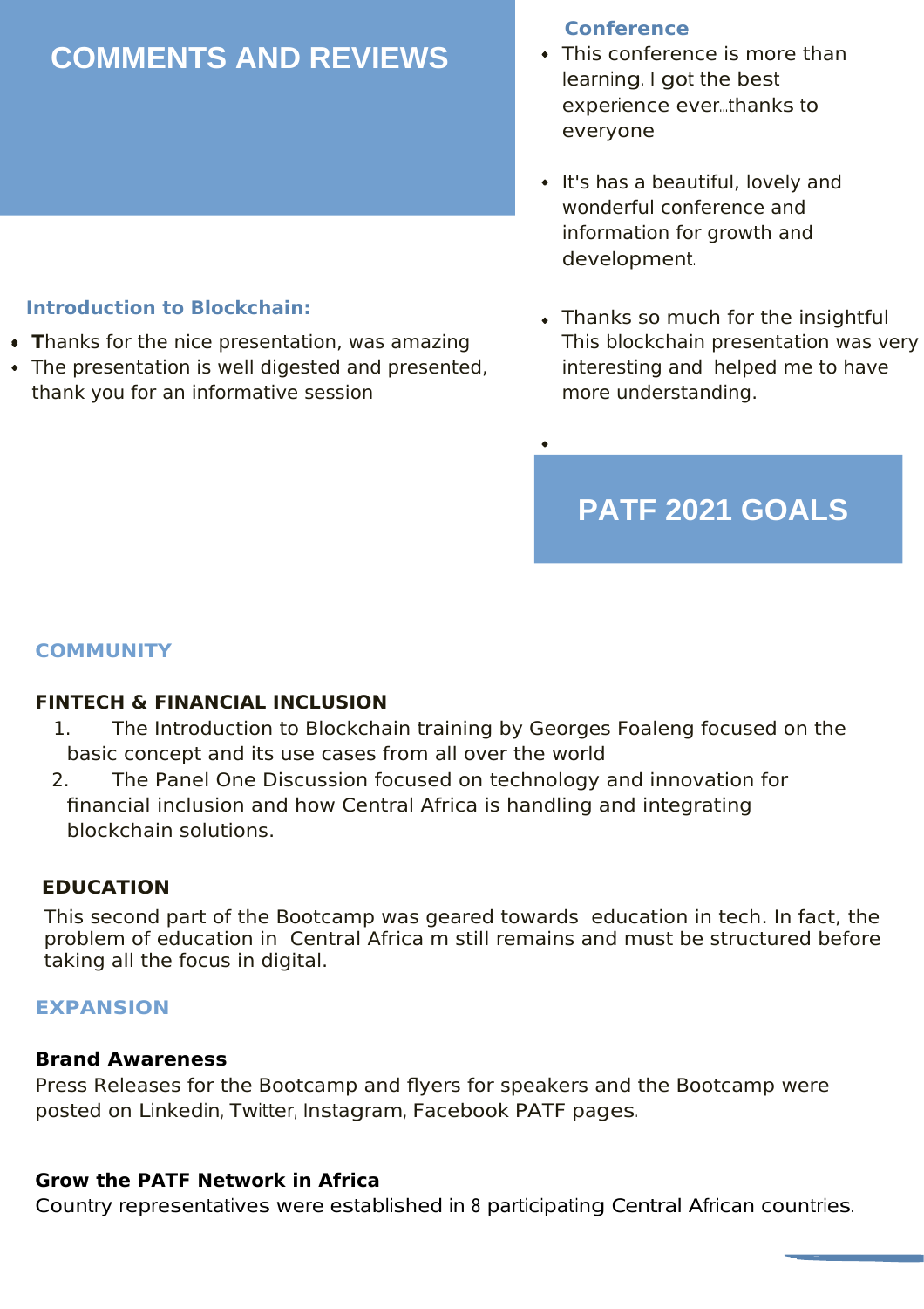# COMMENTS AND REVIEWS

### Introduction to Blockchain:

- Thanks for the nice presentation, was amazing
- The presentation is well digested and presented, thank you for an informative session

### Conference

- This conference is more than learning. I got the best experience ever...thanks to everyone
- It's has a beautiful, lovely and wonderful conference and information for growth and development.
- Thanks so much for the insightful This blockchain presentation was very interesting and helped me to have more understanding.

# PATF 2021 GOALS

## COMMUNITY

### FINTECH & FINANCIAL INCLUSION

1. The Introduction to Blockchain training by Georges Foaleng focused on the basic concept and its use cases from all over the world
2. The Panel One Discussion focused on technology and innovation for financial inclusion and how Central Africa is handling and integrating blockchain solutions.

### EDUCATION

This second part of the Bootcamp was geared towards education in tech. In fact, the problem of education in Central Africa m still remains and must be structured before taking all the focus in digital.

## EXPANSION

### Brand Awareness

Press Releases for the Bootcamp and flyers for speakers and the Bootcamp were posted on Linkedin, Twitter, Instagram, Facebook PATF pages.

### Grow the PATF Network in Africa

Country representatives were established in 8 participating Central African countries.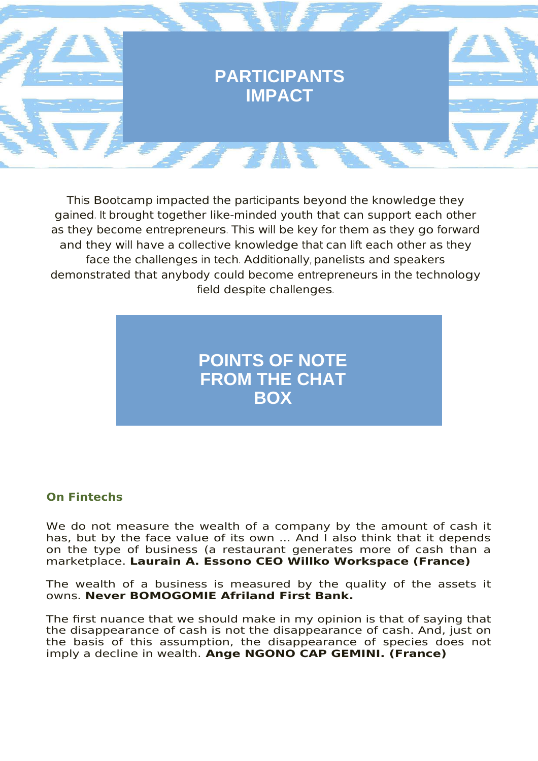# PARTICIPANTS IMPACT

This Bootcamp impacted the participants beyond the knowledge they gained. It brought together like-minded youth that can support each other as they become entrepreneurs. This will be key for them as they go forward and they will have a collective knowledge that can lift each other as they face the challenges in tech. Additionally, panelists and speakers demonstrated that anybody could become entrepreneurs in the technology field despite challenges.

# POINTS OF NOTE FROM THE CHAT BOX

### On Fintechs

We do not measure the wealth of a company by the amount of cash it has, but by the face value of its own ... And I also think that it depends on the type of business (a restaurant generates more of cash than a marketplace. **Laurain A. Essono CEO Willko Workspace (France)**

The wealth of a business is measured by the quality of the assets it owns. **Never BOMOGOMIE Afriland First Bank.**

The first nuance that we should make in my opinion is that of saying that the disappearance of cash is not the disappearance of cash. And, just on the basis of this assumption, the disappearance of species does not imply a decline in wealth. **Ange NGONO CAP GEMINI. (France)**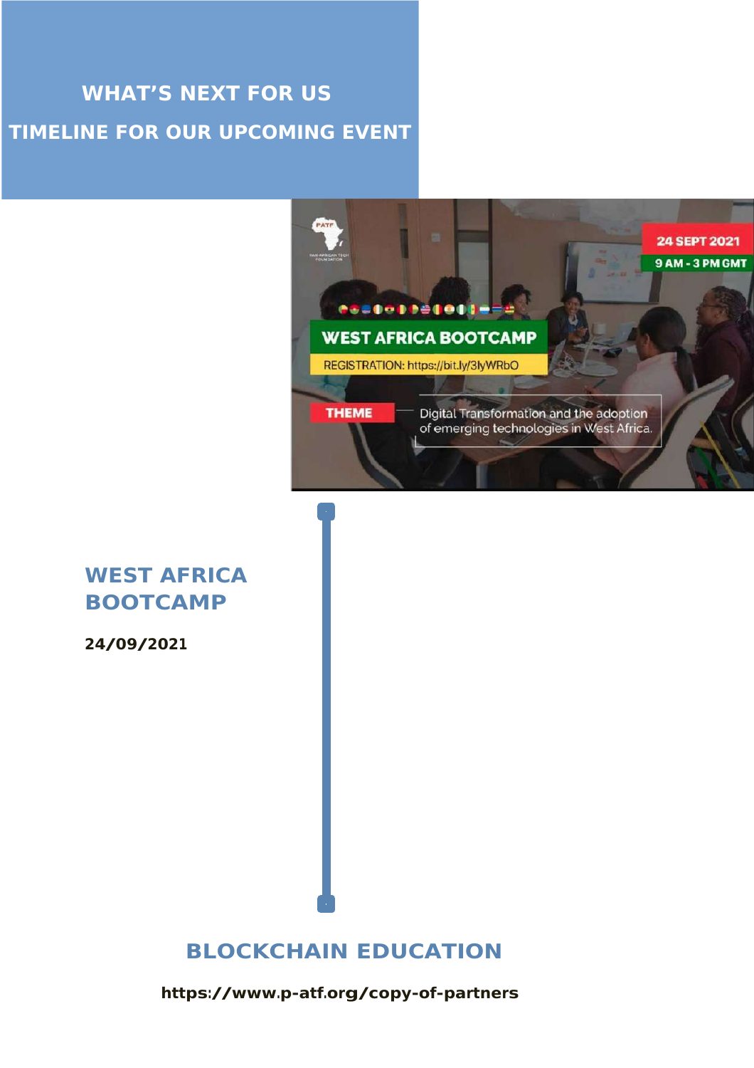# WHAT'S NEXT FOR US

## TIMELINE FOR OUR UPCOMING EVENT

### WEST AFRICA BOOTCAMP

**24/09/2021**

### BLOCKCHAIN EDUCATION

**https://www.p-atf.org/copy-of-partners**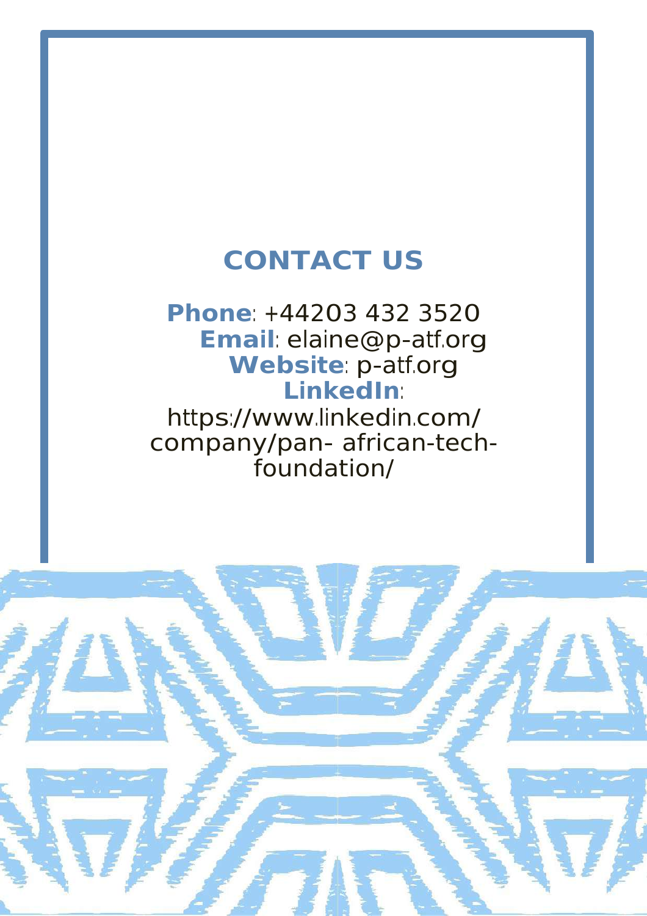## CONTACT US

**Phone**: +44203 432 3520
**Email**: elaine@p-atf.org
**Website**: p-atf.org
**LinkedIn**: https://www.linkedin.com/company/pan- african-tech-foundation/